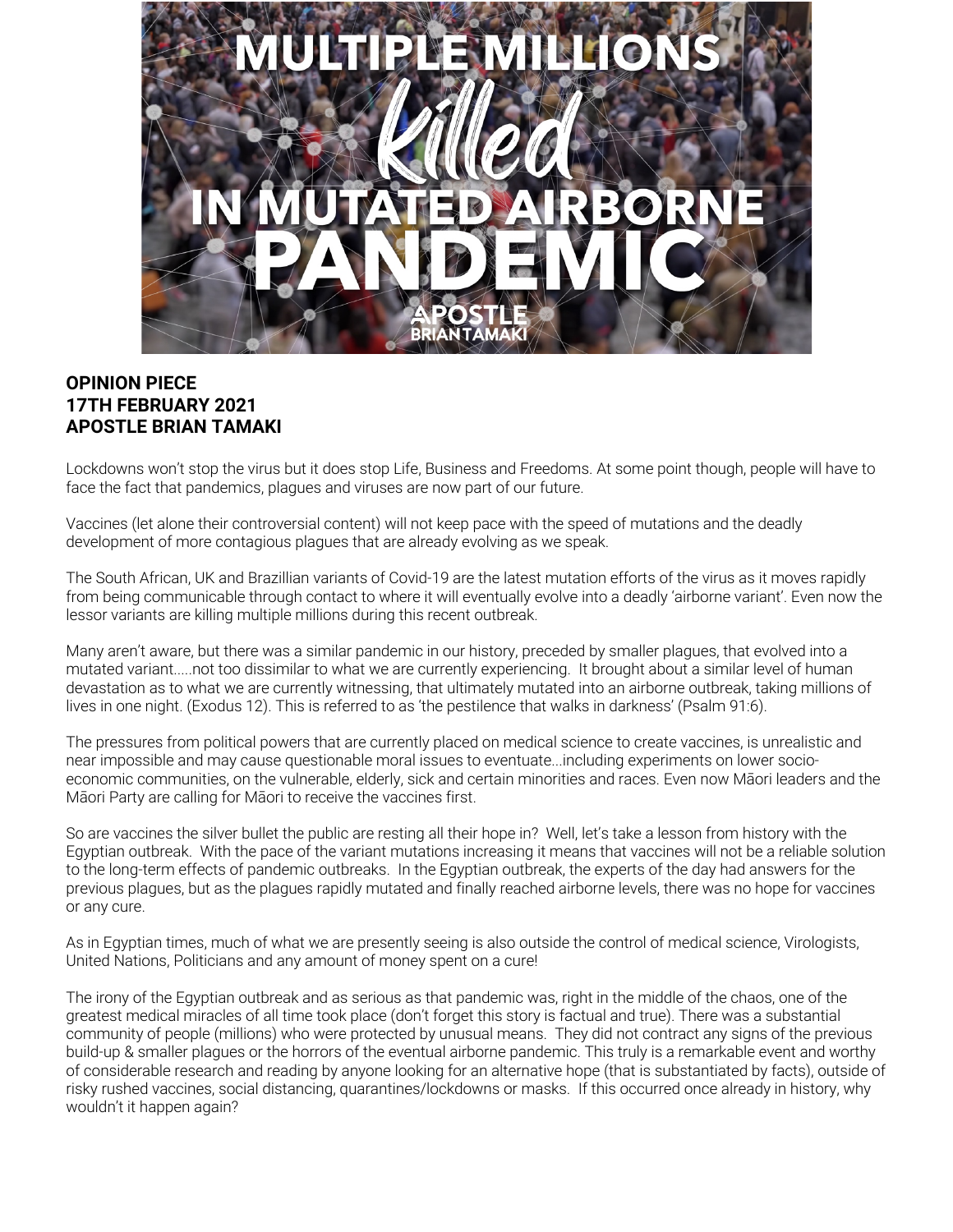# MULTIPLE MILLIONS *Killed* IN MUTATED AIRBORNE PANDEMIC

APOSTLE BRIAN TAMAKI

**OPINION PIECE**
**17TH FEBRUARY 2021**
**APOSTLE BRIAN TAMAKI**

Lockdowns won't stop the virus but it does stop Life, Business and Freedoms. At some point though, people will have to face the fact that pandemics, plagues and viruses are now part of our future.

Vaccines (let alone their controversial content) will not keep pace with the speed of mutations and the deadly development of more contagious plagues that are already evolving as we speak.

The South African, UK and Brazillian variants of Covid-19 are the latest mutation efforts of the virus as it moves rapidly from being communicable through contact to where it will eventually evolve into a deadly 'airborne variant'. Even now the lessor variants are killing multiple millions during this recent outbreak.

Many aren't aware, but there was a similar pandemic in our history, preceded by smaller plagues, that evolved into a mutated variant.....not too dissimilar to what we are currently experiencing. It brought about a similar level of human devastation as to what we are currently witnessing, that ultimately mutated into an airborne outbreak, taking millions of lives in one night. (Exodus 12). This is referred to as 'the pestilence that walks in darkness' (Psalm 91:6).

The pressures from political powers that are currently placed on medical science to create vaccines, is unrealistic and near impossible and may cause questionable moral issues to eventuate...including experiments on lower socio-economic communities, on the vulnerable, elderly, sick and certain minorities and races. Even now Māori leaders and the Māori Party are calling for Māori to receive the vaccines first.

So are vaccines the silver bullet the public are resting all their hope in? Well, let's take a lesson from history with the Egyptian outbreak. With the pace of the variant mutations increasing it means that vaccines will not be a reliable solution to the long-term effects of pandemic outbreaks. In the Egyptian outbreak, the experts of the day had answers for the previous plagues, but as the plagues rapidly mutated and finally reached airborne levels, there was no hope for vaccines or any cure.

As in Egyptian times, much of what we are presently seeing is also outside the control of medical science, Virologists, United Nations, Politicians and any amount of money spent on a cure!

The irony of the Egyptian outbreak and as serious as that pandemic was, right in the middle of the chaos, one of the greatest medical miracles of all time took place (don't forget this story is factual and true). There was a substantial community of people (millions) who were protected by unusual means. They did not contract any signs of the previous build-up & smaller plagues or the horrors of the eventual airborne pandemic. This truly is a remarkable event and worthy of considerable research and reading by anyone looking for an alternative hope (that is substantiated by facts), outside of risky rushed vaccines, social distancing, quarantines/lockdowns or masks. If this occurred once already in history, why wouldn't it happen again?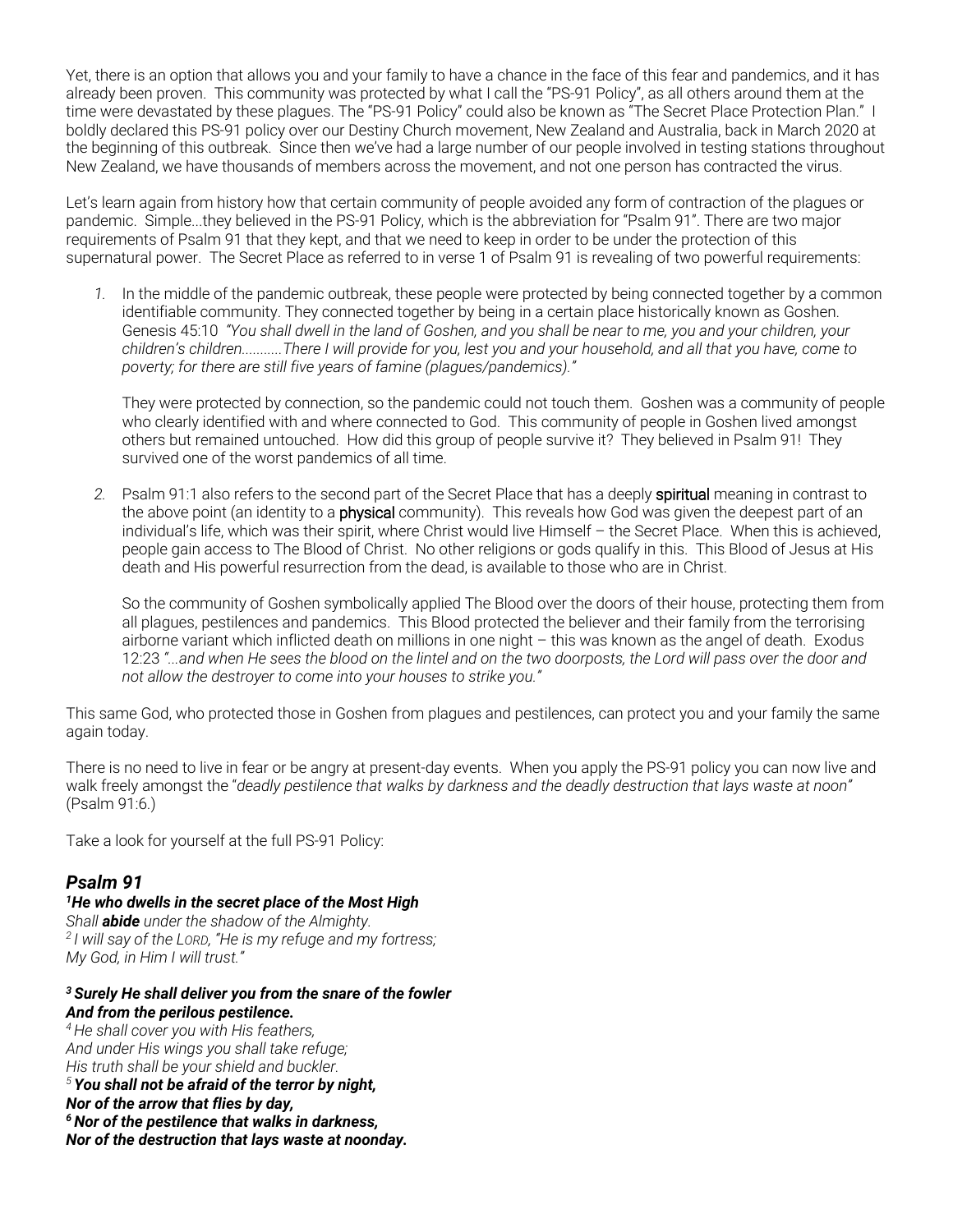Yet, there is an option that allows you and your family to have a chance in the face of this fear and pandemics, and it has already been proven. This community was protected by what I call the "PS-91 Policy", as all others around them at the time were devastated by these plagues. The "PS-91 Policy" could also be known as "The Secret Place Protection Plan." I boldly declared this PS-91 policy over our Destiny Church movement, New Zealand and Australia, back in March 2020 at the beginning of this outbreak. Since then we've had a large number of our people involved in testing stations throughout New Zealand, we have thousands of members across the movement, and not one person has contracted the virus.

Let's learn again from history how that certain community of people avoided any form of contraction of the plagues or pandemic. Simple...they believed in the PS-91 Policy, which is the abbreviation for "Psalm 91". There are two major requirements of Psalm 91 that they kept, and that we need to keep in order to be under the protection of this supernatural power. The Secret Place as referred to in verse 1 of Psalm 91 is revealing of two powerful requirements:

1. In the middle of the pandemic outbreak, these people were protected by being connected together by a common identifiable community. They connected together by being in a certain place historically known as Goshen. Genesis 45:10 *"You shall dwell in the land of Goshen, and you shall be near to me, you and your children, your children's children..........There I will provide for you, lest you and your household, and all that you have, come to poverty; for there are still five years of famine (plagues/pandemics)."*

   They were protected by connection, so the pandemic could not touch them. Goshen was a community of people who clearly identified with and where connected to God. This community of people in Goshen lived amongst others but remained untouched. How did this group of people survive it? They believed in Psalm 91! They survived one of the worst pandemics of all time.

2. Psalm 91:1 also refers to the second part of the Secret Place that has a deeply **spiritual** meaning in contrast to the above point (an identity to a **physical** community). This reveals how God was given the deepest part of an individual's life, which was their spirit, where Christ would live Himself – the Secret Place. When this is achieved, people gain access to The Blood of Christ. No other religions or gods qualify in this. This Blood of Jesus at His death and His powerful resurrection from the dead, is available to those who are in Christ.

   So the community of Goshen symbolically applied The Blood over the doors of their house, protecting them from all plagues, pestilences and pandemics. This Blood protected the believer and their family from the terrorising airborne variant which inflicted death on millions in one night – this was known as the angel of death. Exodus 12:23 *"...and when He sees the blood on the lintel and on the two doorposts, the Lord will pass over the door and not allow the destroyer to come into your houses to strike you."*

This same God, who protected those in Goshen from plagues and pestilences, can protect you and your family the same again today.

There is no need to live in fear or be angry at present-day events. When you apply the PS-91 policy you can now live and walk freely amongst the "*deadly pestilence that walks by darkness and the deadly destruction that lays waste at noon*" (Psalm 91:6.)

Take a look for yourself at the full PS-91 Policy:

## *Psalm 91*

***1He who dwells in the secret place of the Most High***
*Shall* ***abide*** *under the shadow of the Almighty.*
*2 I will say of the LORD, "He is my refuge and my fortress;*
*My God, in Him I will trust."*

***3 Surely He shall deliver you from the snare of the fowler***
***And from the perilous pestilence.***
*4 He shall cover you with His feathers,*
*And under His wings you shall take refuge;*
*His truth shall be your shield and buckler.*
***5 You shall not be afraid of the terror by night,***
***Nor of the arrow that flies by day,***
***6 Nor of the pestilence that walks in darkness,***
***Nor of the destruction that lays waste at noonday.***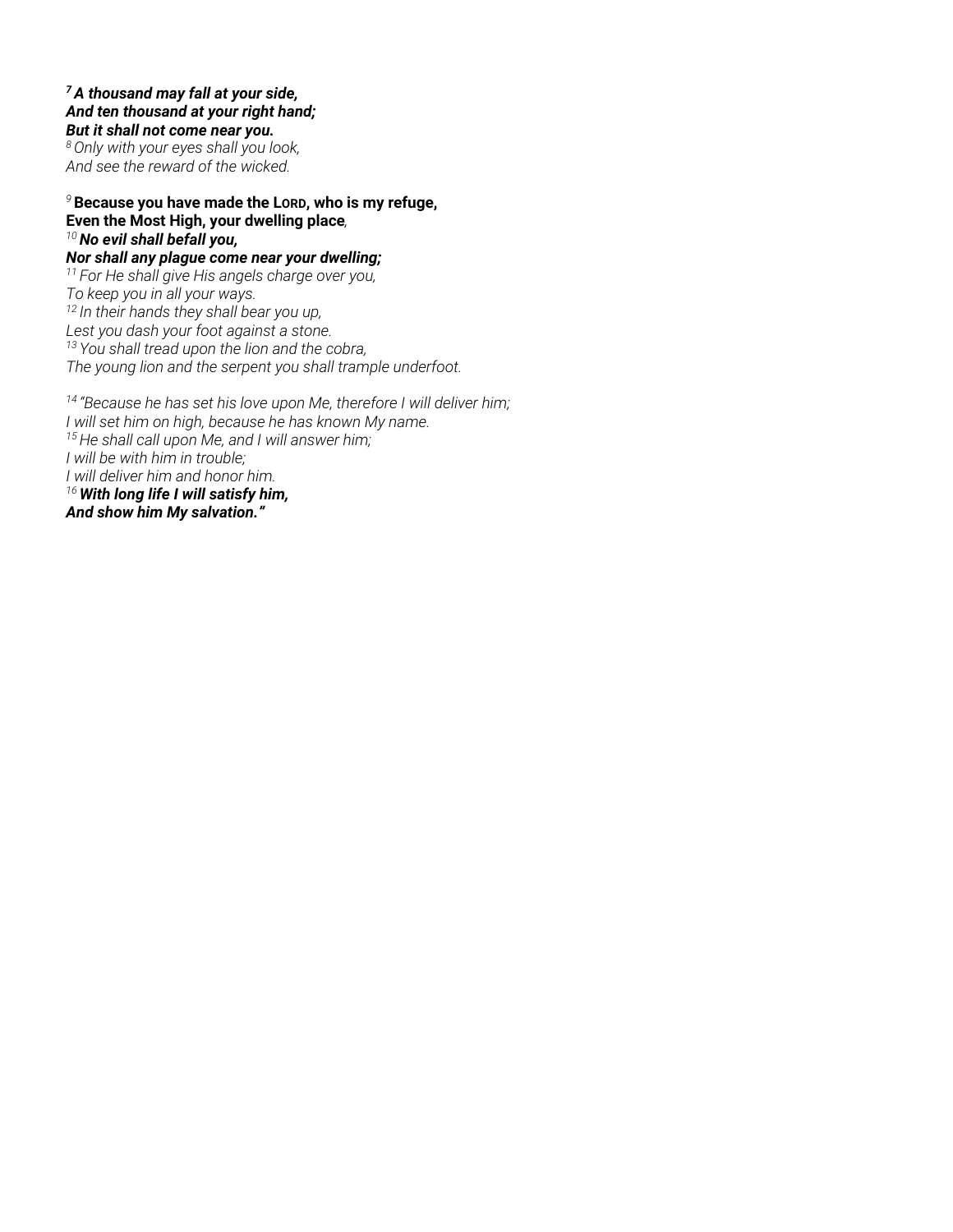[7] ***A thousand may fall at your side,***
***And ten thousand at your right hand;***
***But it shall not come near you.***
[8] *Only with your eyes shall you look,*
*And see the reward of the wicked.*

[9] **Because you have made the LORD, who is my refuge,**
**Even the Most High, your dwelling place***,*
[10] ***No evil shall befall you,***
***Nor shall any plague come near your dwelling;***
[11] *For He shall give His angels charge over you,*
*To keep you in all your ways.*
[12] *In their hands they shall bear you up,*
*Lest you dash your foot against a stone.*
[13] *You shall tread upon the lion and the cobra,*
*The young lion and the serpent you shall trample underfoot.*

[14] *"Because he has set his love upon Me, therefore I will deliver him;*
*I will set him on high, because he has known My name.*
[15] *He shall call upon Me, and I will answer him;*
*I will be with him in trouble;*
*I will deliver him and honor him.*
[16] ***With long life I will satisfy him,***
***And show him My salvation."***